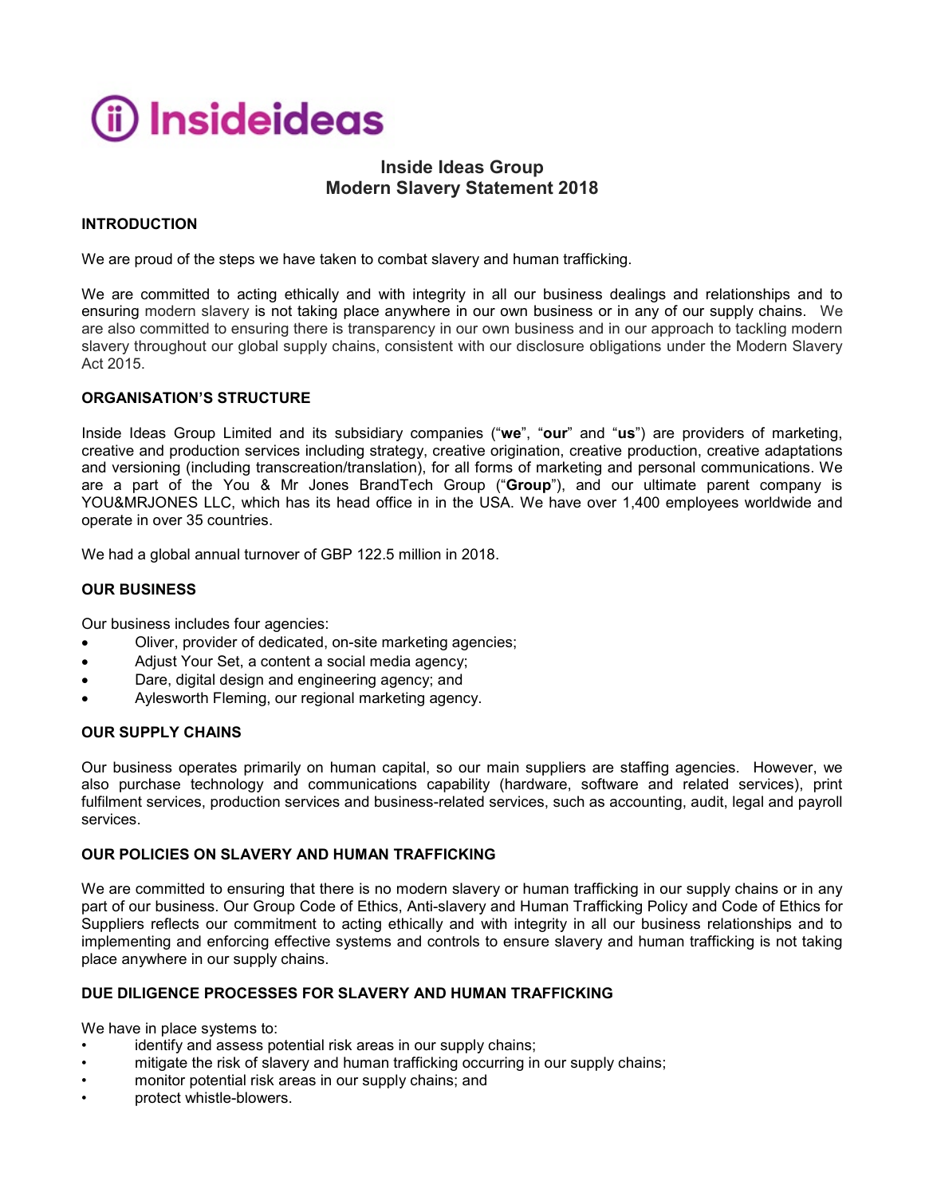Insideideas

# Inside Ideas Group
# Modern Slavery Statement 2018

## INTRODUCTION

We are proud of the steps we have taken to combat slavery and human trafficking.

We are committed to acting ethically and with integrity in all our business dealings and relationships and to ensuring modern slavery is not taking place anywhere in our own business or in any of our supply chains. We are also committed to ensuring there is transparency in our own business and in our approach to tackling modern slavery throughout our global supply chains, consistent with our disclosure obligations under the Modern Slavery Act 2015.

## ORGANISATION'S STRUCTURE

Inside Ideas Group Limited and its subsidiary companies ("**we**", "**our**" and "**us**") are providers of marketing, creative and production services including strategy, creative origination, creative production, creative adaptations and versioning (including transcreation/translation), for all forms of marketing and personal communications. We are a part of the You & Mr Jones BrandTech Group ("**Group**"), and our ultimate parent company is YOU&MRJONES LLC, which has its head office in in the USA. We have over 1,400 employees worldwide and operate in over 35 countries.

We had a global annual turnover of GBP 122.5 million in 2018.

## OUR BUSINESS

Our business includes four agencies:

- Oliver, provider of dedicated, on-site marketing agencies;
- Adjust Your Set, a content a social media agency;
- Dare, digital design and engineering agency; and
- Aylesworth Fleming, our regional marketing agency.

## OUR SUPPLY CHAINS

Our business operates primarily on human capital, so our main suppliers are staffing agencies. However, we also purchase technology and communications capability (hardware, software and related services), print fulfilment services, production services and business-related services, such as accounting, audit, legal and payroll services.

## OUR POLICIES ON SLAVERY AND HUMAN TRAFFICKING

We are committed to ensuring that there is no modern slavery or human trafficking in our supply chains or in any part of our business. Our Group Code of Ethics, Anti-slavery and Human Trafficking Policy and Code of Ethics for Suppliers reflects our commitment to acting ethically and with integrity in all our business relationships and to implementing and enforcing effective systems and controls to ensure slavery and human trafficking is not taking place anywhere in our supply chains.

## DUE DILIGENCE PROCESSES FOR SLAVERY AND HUMAN TRAFFICKING

We have in place systems to:

- identify and assess potential risk areas in our supply chains;
- mitigate the risk of slavery and human trafficking occurring in our supply chains;
- monitor potential risk areas in our supply chains; and
- protect whistle-blowers.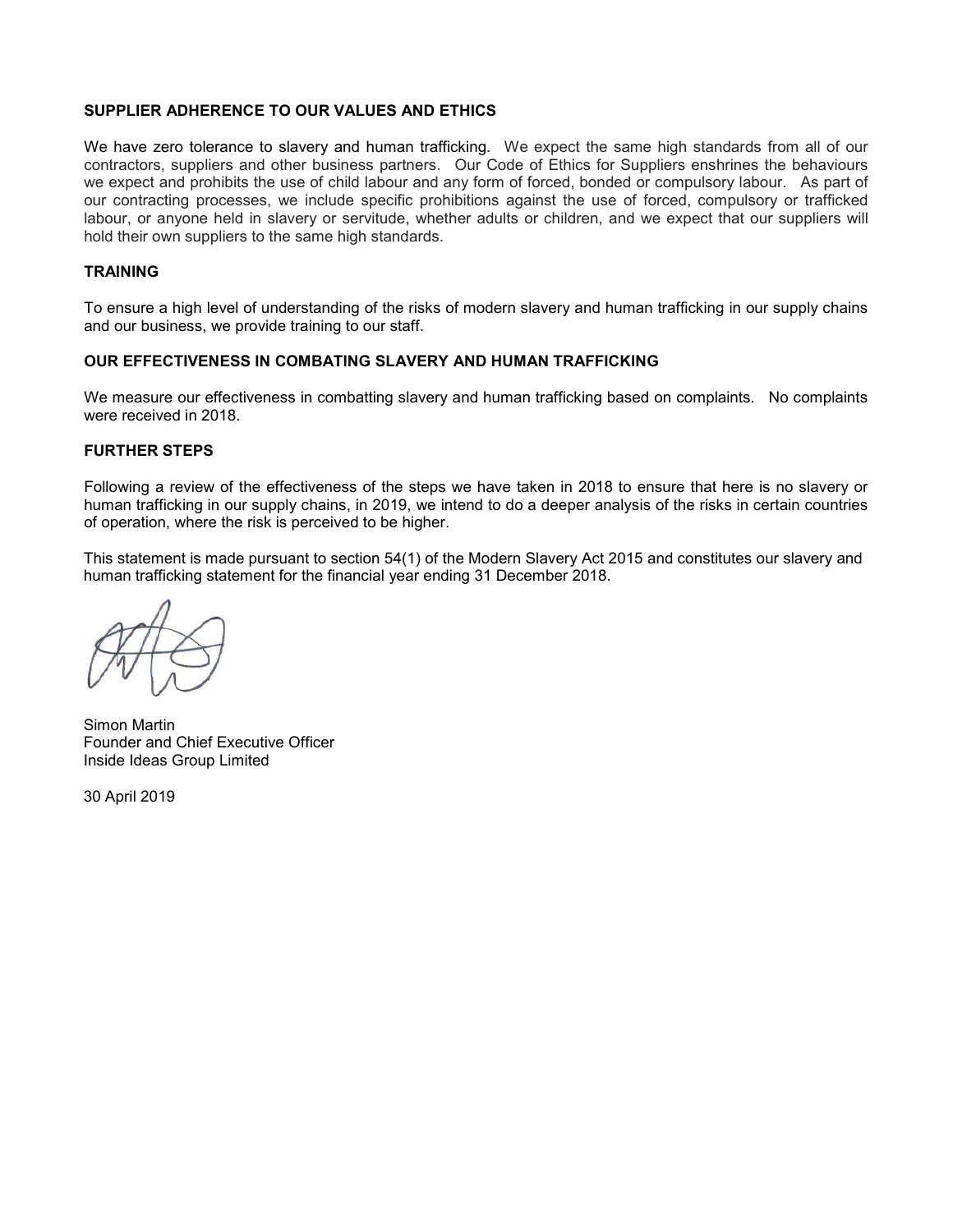## SUPPLIER ADHERENCE TO OUR VALUES AND ETHICS

We have zero tolerance to slavery and human trafficking. We expect the same high standards from all of our contractors, suppliers and other business partners. Our Code of Ethics for Suppliers enshrines the behaviours we expect and prohibits the use of child labour and any form of forced, bonded or compulsory labour. As part of our contracting processes, we include specific prohibitions against the use of forced, compulsory or trafficked labour, or anyone held in slavery or servitude, whether adults or children, and we expect that our suppliers will hold their own suppliers to the same high standards.

## TRAINING

To ensure a high level of understanding of the risks of modern slavery and human trafficking in our supply chains and our business, we provide training to our staff.

## OUR EFFECTIVENESS IN COMBATING SLAVERY AND HUMAN TRAFFICKING

We measure our effectiveness in combatting slavery and human trafficking based on complaints. No complaints were received in 2018.

## FURTHER STEPS

Following a review of the effectiveness of the steps we have taken in 2018 to ensure that here is no slavery or human trafficking in our supply chains, in 2019, we intend to do a deeper analysis of the risks in certain countries of operation, where the risk is perceived to be higher.

This statement is made pursuant to section 54(1) of the Modern Slavery Act 2015 and constitutes our slavery and human trafficking statement for the financial year ending 31 December 2018.

Simon Martin
Founder and Chief Executive Officer
Inside Ideas Group Limited

30 April 2019